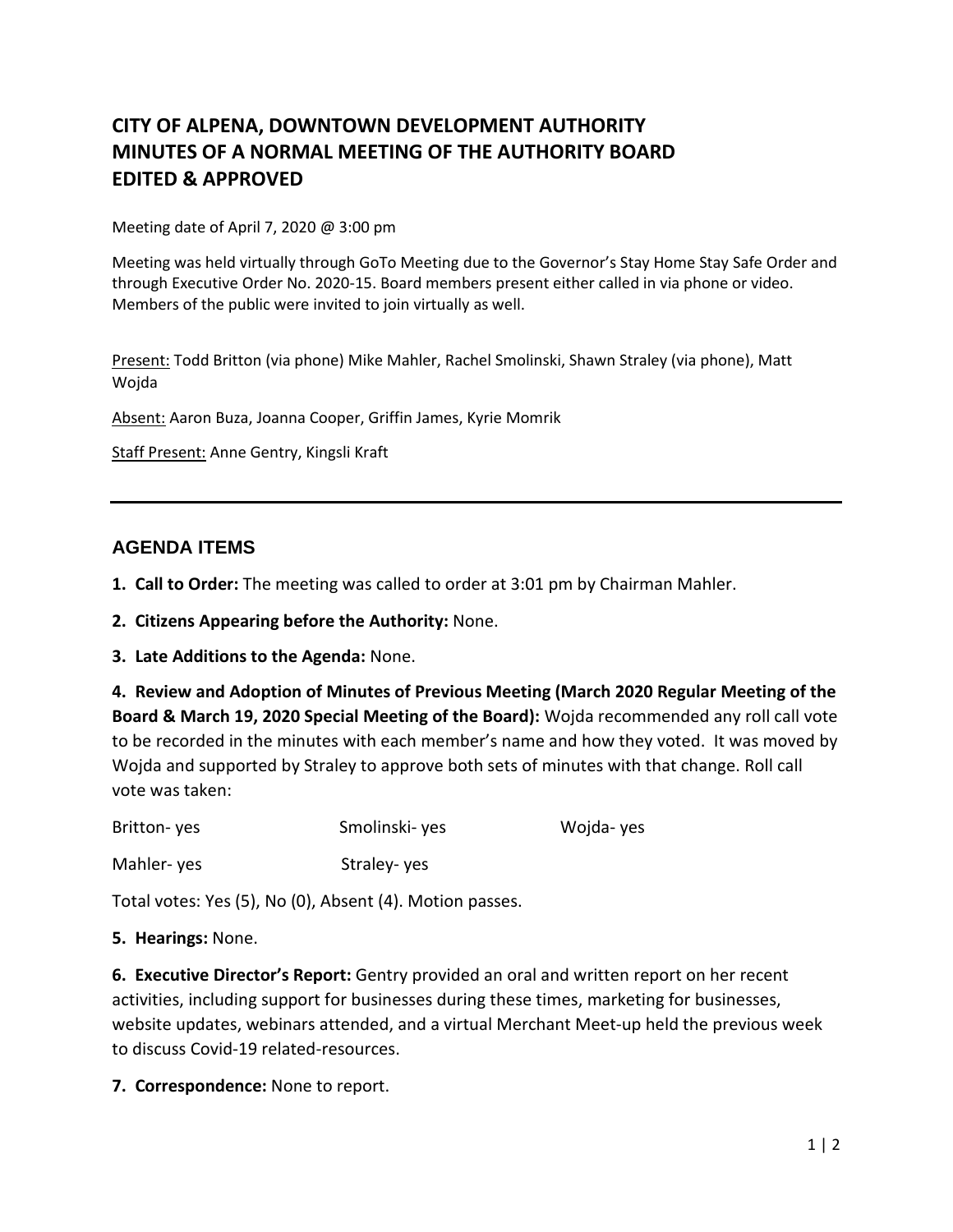# CITY OF ALPENA, DOWNTOWN DEVELOPMENT AUTHORITY
# MINUTES OF A NORMAL MEETING OF THE AUTHORITY BOARD
# EDITED & APPROVED

Meeting date of April 7, 2020 @ 3:00 pm

Meeting was held virtually through GoTo Meeting due to the Governor's Stay Home Stay Safe Order and through Executive Order No. 2020-15. Board members present either called in via phone or video. Members of the public were invited to join virtually as well.

Present: Todd Britton (via phone) Mike Mahler, Rachel Smolinski, Shawn Straley (via phone), Matt Wojda

Absent: Aaron Buza, Joanna Cooper, Griffin James, Kyrie Momrik

Staff Present: Anne Gentry, Kingsli Kraft

---

## AGENDA ITEMS

**1. Call to Order:** The meeting was called to order at 3:01 pm by Chairman Mahler.

**2. Citizens Appearing before the Authority:** None.

**3. Late Additions to the Agenda:** None.

**4. Review and Adoption of Minutes of Previous Meeting (March 2020 Regular Meeting of the Board & March 19, 2020 Special Meeting of the Board):** Wojda recommended any roll call vote to be recorded in the minutes with each member's name and how they voted. It was moved by Wojda and supported by Straley to approve both sets of minutes with that change. Roll call vote was taken:

Britton- yes  Smolinski- yes  Wojda- yes

Mahler- yes  Straley- yes

Total votes: Yes (5), No (0), Absent (4). Motion passes.

**5. Hearings:** None.

**6. Executive Director's Report:** Gentry provided an oral and written report on her recent activities, including support for businesses during these times, marketing for businesses, website updates, webinars attended, and a virtual Merchant Meet-up held the previous week to discuss Covid-19 related-resources.

**7. Correspondence:** None to report.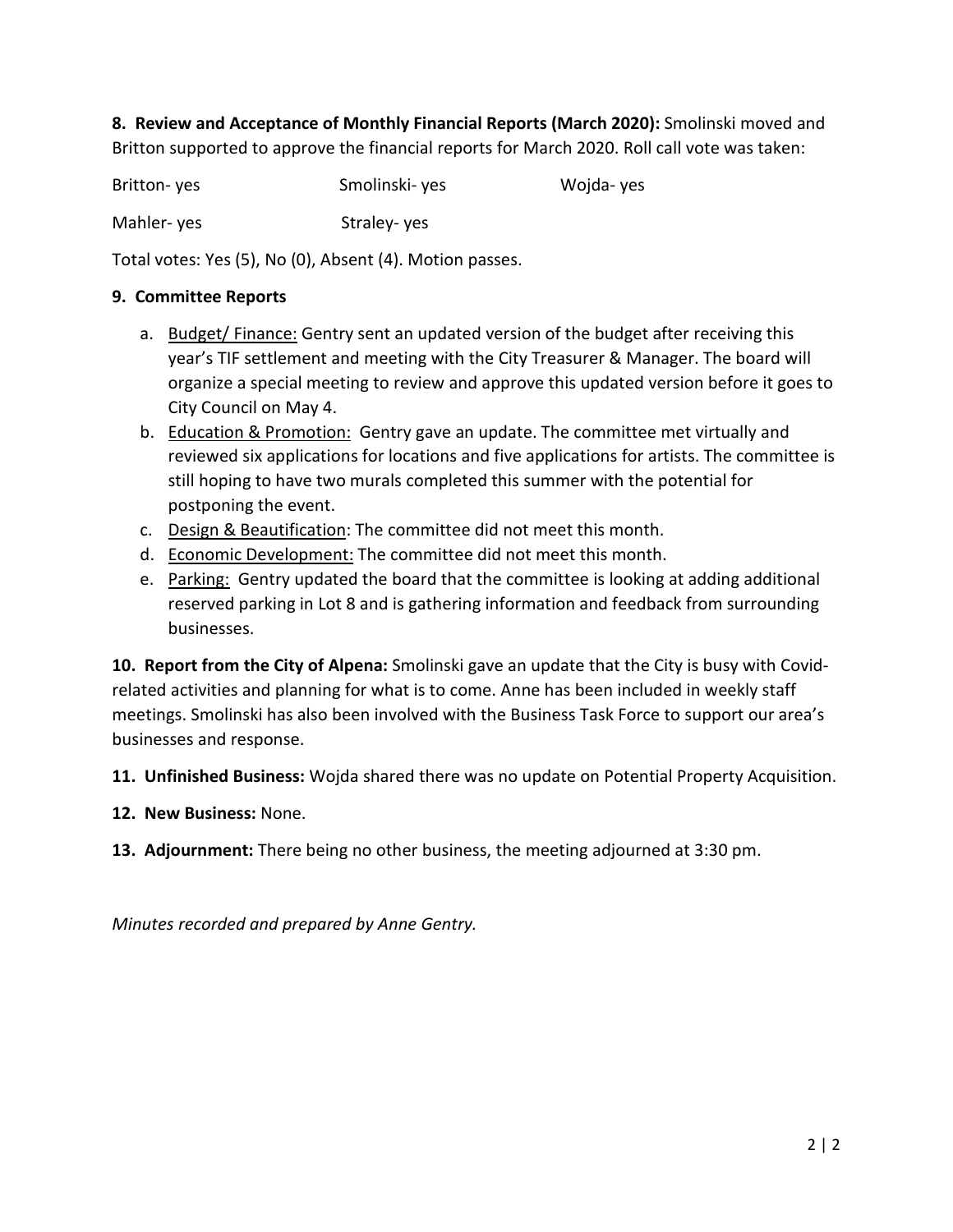**8. Review and Acceptance of Monthly Financial Reports (March 2020):** Smolinski moved and Britton supported to approve the financial reports for March 2020. Roll call vote was taken:

| | | |
|---|---|---|
| Britton- yes | Smolinski- yes | Wojda- yes |
| Mahler- yes | Straley- yes | |

Total votes: Yes (5), No (0), Absent (4). Motion passes.

**9. Committee Reports**

a. Budget/ Finance: Gentry sent an updated version of the budget after receiving this year's TIF settlement and meeting with the City Treasurer & Manager. The board will organize a special meeting to review and approve this updated version before it goes to City Council on May 4.

b. Education & Promotion: Gentry gave an update. The committee met virtually and reviewed six applications for locations and five applications for artists. The committee is still hoping to have two murals completed this summer with the potential for postponing the event.

c. Design & Beautification: The committee did not meet this month.

d. Economic Development: The committee did not meet this month.

e. Parking: Gentry updated the board that the committee is looking at adding additional reserved parking in Lot 8 and is gathering information and feedback from surrounding businesses.

**10. Report from the City of Alpena:** Smolinski gave an update that the City is busy with Covid-related activities and planning for what is to come. Anne has been included in weekly staff meetings. Smolinski has also been involved with the Business Task Force to support our area's businesses and response.

**11. Unfinished Business:** Wojda shared there was no update on Potential Property Acquisition.

**12. New Business:** None.

**13. Adjournment:** There being no other business, the meeting adjourned at 3:30 pm.

*Minutes recorded and prepared by Anne Gentry.*